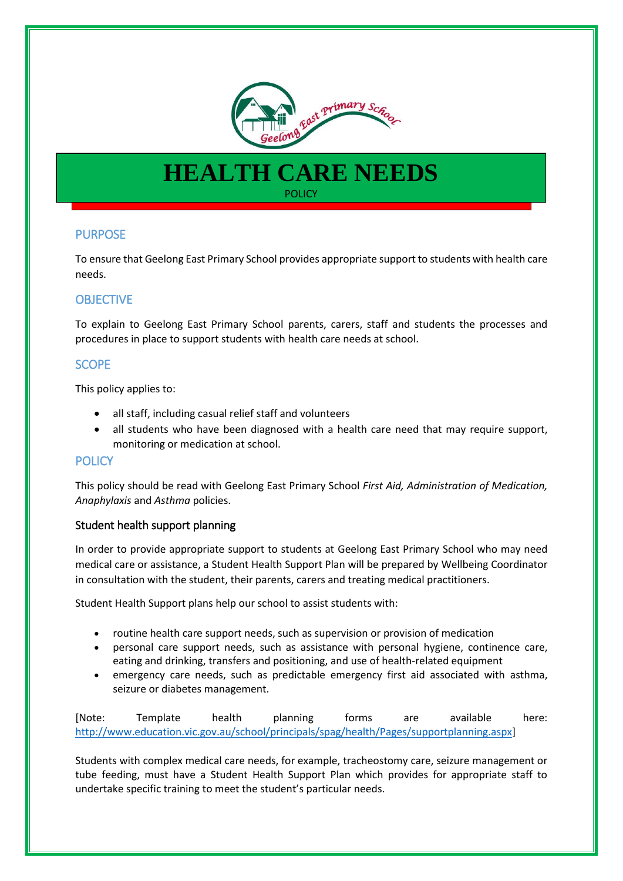# HEALTH CARE NEEDS

POLICY

## PURPOSE

To ensure that Geelong East Primary School provides appropriate support to students with health care needs.

## OBJECTIVE

To explain to Geelong East Primary School parents, carers, staff and students the processes and procedures in place to support students with health care needs at school.

## SCOPE

This policy applies to:

- all staff, including casual relief staff and volunteers
- all students who have been diagnosed with a health care need that may require support, monitoring or medication at school.

## POLICY

This policy should be read with Geelong East Primary School *First Aid, Administration of Medication, Anaphylaxis* and *Asthma* policies.

### Student health support planning

In order to provide appropriate support to students at Geelong East Primary School who may need medical care or assistance, a Student Health Support Plan will be prepared by Wellbeing Coordinator in consultation with the student, their parents, carers and treating medical practitioners.

Student Health Support plans help our school to assist students with:

- routine health care support needs, such as supervision or provision of medication
- personal care support needs, such as assistance with personal hygiene, continence care, eating and drinking, transfers and positioning, and use of health-related equipment
- emergency care needs, such as predictable emergency first aid associated with asthma, seizure or diabetes management.

[Note: Template health planning forms are available here: http://www.education.vic.gov.au/school/principals/spag/health/Pages/supportplanning.aspx]

Students with complex medical care needs, for example, tracheostomy care, seizure management or tube feeding, must have a Student Health Support Plan which provides for appropriate staff to undertake specific training to meet the student's particular needs.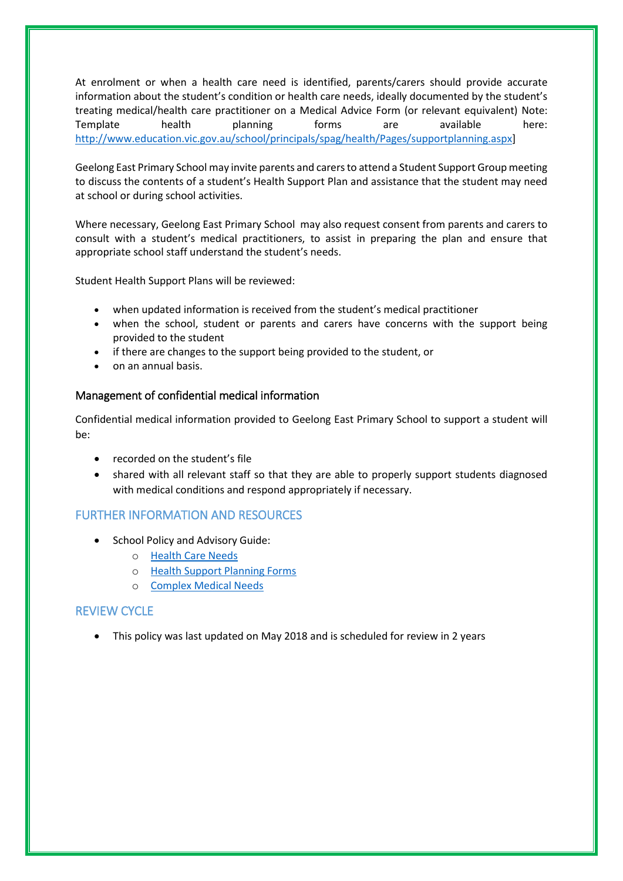At enrolment or when a health care need is identified, parents/carers should provide accurate information about the student's condition or health care needs, ideally documented by the student's treating medical/health care practitioner on a Medical Advice Form (or relevant equivalent) Note: Template health planning forms are available here: [http://www.education.vic.gov.au/school/principals/spag/health/Pages/supportplanning.aspx](http://www.education.vic.gov.au/school/principals/spag/health/Pages/supportplanning.aspx)]

Geelong East Primary School may invite parents and carers to attend a Student Support Group meeting to discuss the contents of a student's Health Support Plan and assistance that the student may need at school or during school activities.

Where necessary, Geelong East Primary School may also request consent from parents and carers to consult with a student's medical practitioners, to assist in preparing the plan and ensure that appropriate school staff understand the student's needs.

Student Health Support Plans will be reviewed:

- when updated information is received from the student's medical practitioner
- when the school, student or parents and carers have concerns with the support being provided to the student
- if there are changes to the support being provided to the student, or
- on an annual basis.

### Management of confidential medical information

Confidential medical information provided to Geelong East Primary School to support a student will be:

- recorded on the student's file
- shared with all relevant staff so that they are able to properly support students diagnosed with medical conditions and respond appropriately if necessary.

## FURTHER INFORMATION AND RESOURCES

- School Policy and Advisory Guide:
  - Health Care Needs
  - Health Support Planning Forms
  - Complex Medical Needs

## REVIEW CYCLE

- This policy was last updated on May 2018 and is scheduled for review in 2 years